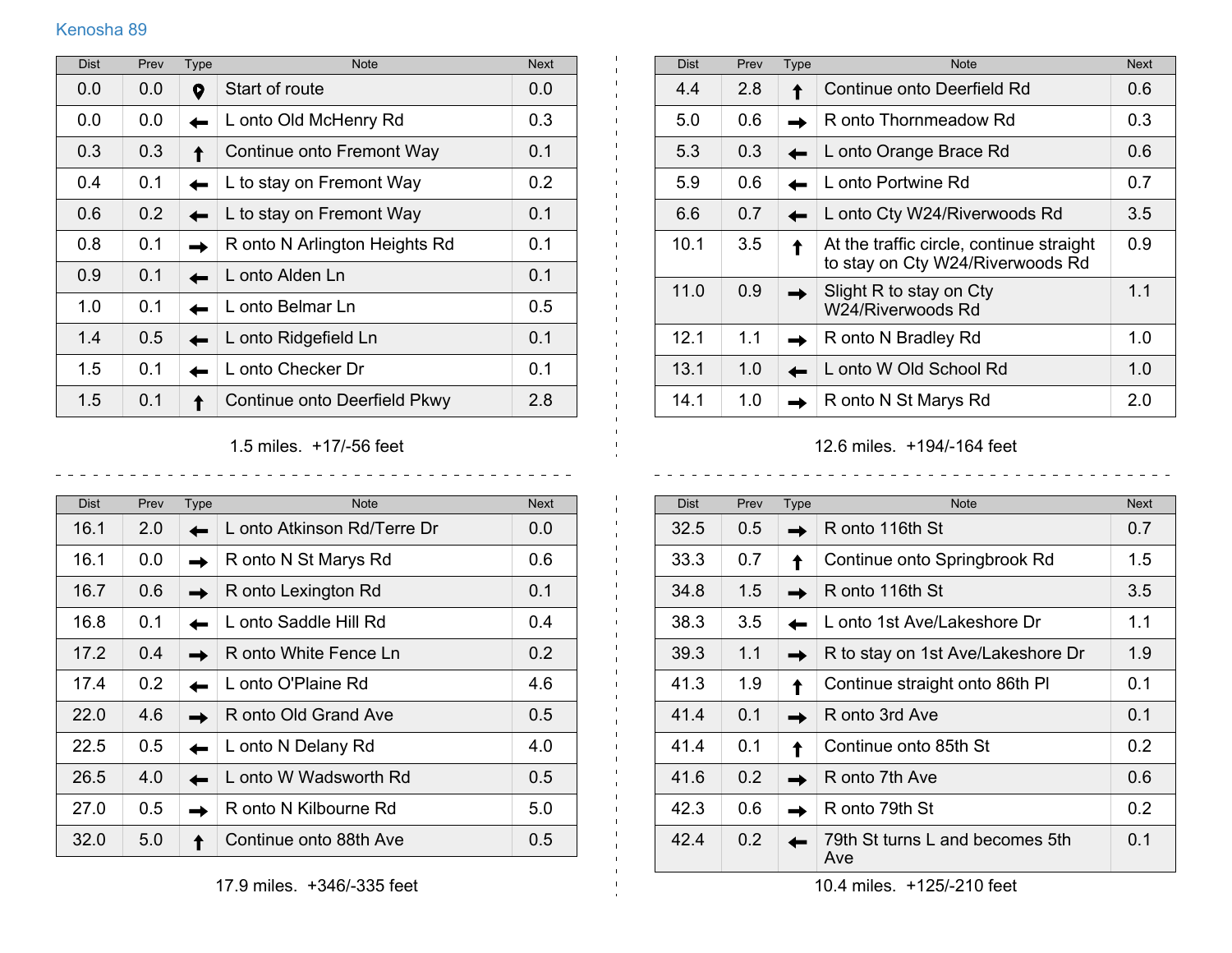Kenosha 89

| Dist | Prev | Type | Note | Next |
|---|---|---|---|---|
| 0.0 | 0.0 | | Start of route | 0.0 |
| 0.0 | 0.0 | ← | L onto Old McHenry Rd | 0.3 |
| 0.3 | 0.3 | ↑ | Continue onto Fremont Way | 0.1 |
| 0.4 | 0.1 | ← | L to stay on Fremont Way | 0.2 |
| 0.6 | 0.2 | ← | L to stay on Fremont Way | 0.1 |
| 0.8 | 0.1 | → | R onto N Arlington Heights Rd | 0.1 |
| 0.9 | 0.1 | ← | L onto Alden Ln | 0.1 |
| 1.0 | 0.1 | ← | L onto Belmar Ln | 0.5 |
| 1.4 | 0.5 | ← | L onto Ridgefield Ln | 0.1 |
| 1.5 | 0.1 | ← | L onto Checker Dr | 0.1 |
| 1.5 | 0.1 | ↑ | Continue onto Deerfield Pkwy | 2.8 |

1.5 miles. +17/-56 feet

| Dist | Prev | Type | Note | Next |
|---|---|---|---|---|
| 4.4 | 2.8 | ↑ | Continue onto Deerfield Rd | 0.6 |
| 5.0 | 0.6 | → | R onto Thornmeadow Rd | 0.3 |
| 5.3 | 0.3 | ← | L onto Orange Brace Rd | 0.6 |
| 5.9 | 0.6 | ← | L onto Portwine Rd | 0.7 |
| 6.6 | 0.7 | ← | L onto Cty W24/Riverwoods Rd | 3.5 |
| 10.1 | 3.5 | ↑ | At the traffic circle, continue straight to stay on Cty W24/Riverwoods Rd | 0.9 |
| 11.0 | 0.9 | → | Slight R to stay on Cty W24/Riverwoods Rd | 1.1 |
| 12.1 | 1.1 | → | R onto N Bradley Rd | 1.0 |
| 13.1 | 1.0 | ← | L onto W Old School Rd | 1.0 |
| 14.1 | 1.0 | → | R onto N St Marys Rd | 2.0 |

12.6 miles. +194/-164 feet

| Dist | Prev | Type | Note | Next |
|---|---|---|---|---|
| 16.1 | 2.0 | ← | L onto Atkinson Rd/Terre Dr | 0.0 |
| 16.1 | 0.0 | → | R onto N St Marys Rd | 0.6 |
| 16.7 | 0.6 | → | R onto Lexington Rd | 0.1 |
| 16.8 | 0.1 | ← | L onto Saddle Hill Rd | 0.4 |
| 17.2 | 0.4 | → | R onto White Fence Ln | 0.2 |
| 17.4 | 0.2 | ← | L onto O'Plaine Rd | 4.6 |
| 22.0 | 4.6 | → | R onto Old Grand Ave | 0.5 |
| 22.5 | 0.5 | ← | L onto N Delany Rd | 4.0 |
| 26.5 | 4.0 | ← | L onto W Wadsworth Rd | 0.5 |
| 27.0 | 0.5 | → | R onto N Kilbourne Rd | 5.0 |
| 32.0 | 5.0 | ↑ | Continue onto 88th Ave | 0.5 |

17.9 miles. +346/-335 feet

| Dist | Prev | Type | Note | Next |
|---|---|---|---|---|
| 32.5 | 0.5 | → | R onto 116th St | 0.7 |
| 33.3 | 0.7 | ↑ | Continue onto Springbrook Rd | 1.5 |
| 34.8 | 1.5 | → | R onto 116th St | 3.5 |
| 38.3 | 3.5 | ← | L onto 1st Ave/Lakeshore Dr | 1.1 |
| 39.3 | 1.1 | → | R to stay on 1st Ave/Lakeshore Dr | 1.9 |
| 41.3 | 1.9 | ↑ | Continue straight onto 86th Pl | 0.1 |
| 41.4 | 0.1 | → | R onto 3rd Ave | 0.1 |
| 41.4 | 0.1 | ↑ | Continue onto 85th St | 0.2 |
| 41.6 | 0.2 | → | R onto 7th Ave | 0.6 |
| 42.3 | 0.6 | → | R onto 79th St | 0.2 |
| 42.4 | 0.2 | ← | 79th St turns L and becomes 5th Ave | 0.1 |

10.4 miles. +125/-210 feet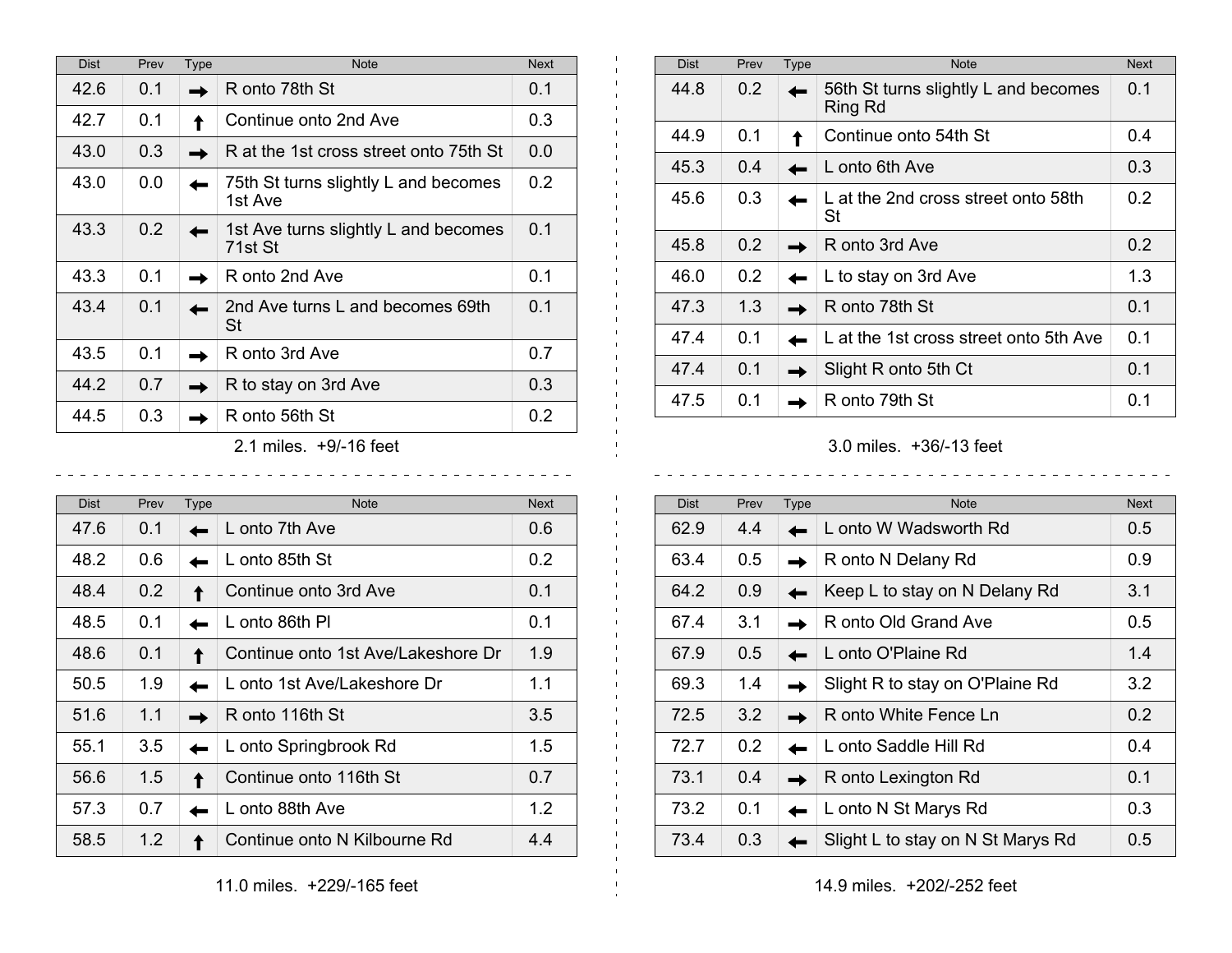| Dist | Prev | Type | Note | Next |
| --- | --- | --- | --- | --- |
| 42.6 | 0.1 | → | R onto 78th St | 0.1 |
| 42.7 | 0.1 | ↑ | Continue onto 2nd Ave | 0.3 |
| 43.0 | 0.3 | → | R at the 1st cross street onto 75th St | 0.0 |
| 43.0 | 0.0 | ← | 75th St turns slightly L and becomes 1st Ave | 0.2 |
| 43.3 | 0.2 | ← | 1st Ave turns slightly L and becomes 71st St | 0.1 |
| 43.3 | 0.1 | → | R onto 2nd Ave | 0.1 |
| 43.4 | 0.1 | ← | 2nd Ave turns L and becomes 69th St | 0.1 |
| 43.5 | 0.1 | → | R onto 3rd Ave | 0.7 |
| 44.2 | 0.7 | → | R to stay on 3rd Ave | 0.3 |
| 44.5 | 0.3 | → | R onto 56th St | 0.2 |

2.1 miles. +9/-16 feet

| Dist | Prev | Type | Note | Next |
| --- | --- | --- | --- | --- |
| 44.8 | 0.2 | ← | 56th St turns slightly L and becomes Ring Rd | 0.1 |
| 44.9 | 0.1 | ↑ | Continue onto 54th St | 0.4 |
| 45.3 | 0.4 | ← | L onto 6th Ave | 0.3 |
| 45.6 | 0.3 | ← | L at the 2nd cross street onto 58th St | 0.2 |
| 45.8 | 0.2 | → | R onto 3rd Ave | 0.2 |
| 46.0 | 0.2 | ← | L to stay on 3rd Ave | 1.3 |
| 47.3 | 1.3 | → | R onto 78th St | 0.1 |
| 47.4 | 0.1 | ← | L at the 1st cross street onto 5th Ave | 0.1 |
| 47.4 | 0.1 | → | Slight R onto 5th Ct | 0.1 |
| 47.5 | 0.1 | → | R onto 79th St | 0.1 |

3.0 miles. +36/-13 feet

| Dist | Prev | Type | Note | Next |
| --- | --- | --- | --- | --- |
| 47.6 | 0.1 | ← | L onto 7th Ave | 0.6 |
| 48.2 | 0.6 | ← | L onto 85th St | 0.2 |
| 48.4 | 0.2 | ↑ | Continue onto 3rd Ave | 0.1 |
| 48.5 | 0.1 | ← | L onto 86th Pl | 0.1 |
| 48.6 | 0.1 | ↑ | Continue onto 1st Ave/Lakeshore Dr | 1.9 |
| 50.5 | 1.9 | ← | L onto 1st Ave/Lakeshore Dr | 1.1 |
| 51.6 | 1.1 | → | R onto 116th St | 3.5 |
| 55.1 | 3.5 | ← | L onto Springbrook Rd | 1.5 |
| 56.6 | 1.5 | ↑ | Continue onto 116th St | 0.7 |
| 57.3 | 0.7 | ← | L onto 88th Ave | 1.2 |
| 58.5 | 1.2 | ↑ | Continue onto N Kilbourne Rd | 4.4 |

11.0 miles. +229/-165 feet

| Dist | Prev | Type | Note | Next |
| --- | --- | --- | --- | --- |
| 62.9 | 4.4 | ← | L onto W Wadsworth Rd | 0.5 |
| 63.4 | 0.5 | → | R onto N Delany Rd | 0.9 |
| 64.2 | 0.9 | ← | Keep L to stay on N Delany Rd | 3.1 |
| 67.4 | 3.1 | → | R onto Old Grand Ave | 0.5 |
| 67.9 | 0.5 | ← | L onto O'Plaine Rd | 1.4 |
| 69.3 | 1.4 | → | Slight R to stay on O'Plaine Rd | 3.2 |
| 72.5 | 3.2 | → | R onto White Fence Ln | 0.2 |
| 72.7 | 0.2 | ← | L onto Saddle Hill Rd | 0.4 |
| 73.1 | 0.4 | → | R onto Lexington Rd | 0.1 |
| 73.2 | 0.1 | ← | L onto N St Marys Rd | 0.3 |
| 73.4 | 0.3 | ← | Slight L to stay on N St Marys Rd | 0.5 |

14.9 miles. +202/-252 feet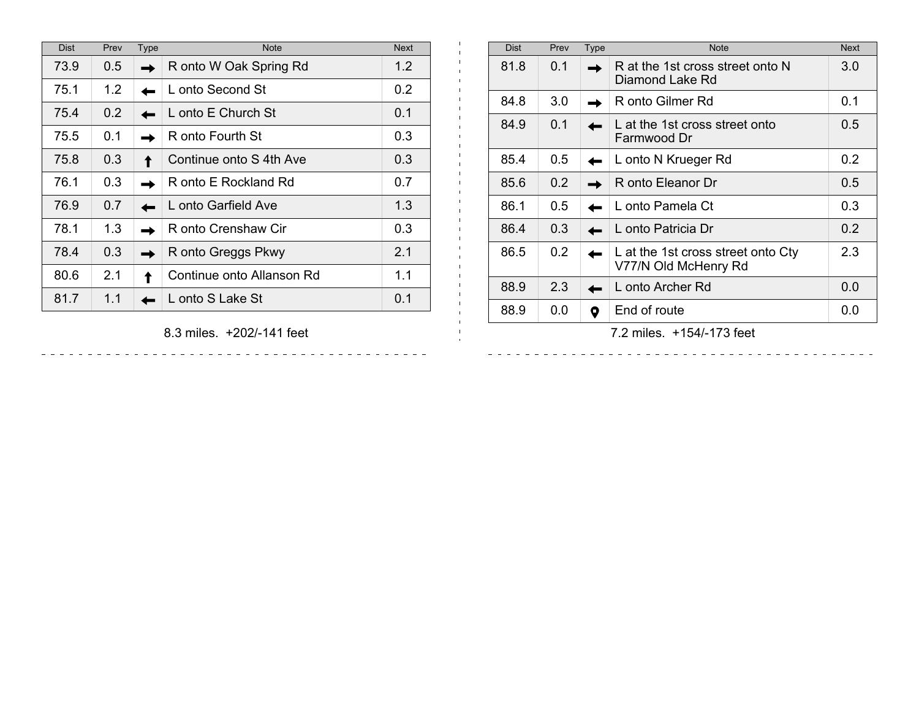| Dist | Prev | Type | Note | Next |
| --- | --- | --- | --- | --- |
| 73.9 | 0.5 | → | R onto W Oak Spring Rd | 1.2 |
| 75.1 | 1.2 | ← | L onto Second St | 0.2 |
| 75.4 | 0.2 | ← | L onto E Church St | 0.1 |
| 75.5 | 0.1 | → | R onto Fourth St | 0.3 |
| 75.8 | 0.3 | ↑ | Continue onto S 4th Ave | 0.3 |
| 76.1 | 0.3 | → | R onto E Rockland Rd | 0.7 |
| 76.9 | 0.7 | ← | L onto Garfield Ave | 1.3 |
| 78.1 | 1.3 | → | R onto Crenshaw Cir | 0.3 |
| 78.4 | 0.3 | → | R onto Greggs Pkwy | 2.1 |
| 80.6 | 2.1 | ↑ | Continue onto Allanson Rd | 1.1 |
| 81.7 | 1.1 | ← | L onto S Lake St | 0.1 |

8.3 miles. +202/-141 feet

| Dist | Prev | Type | Note | Next |
| --- | --- | --- | --- | --- |
| 81.8 | 0.1 | → | R at the 1st cross street onto N Diamond Lake Rd | 3.0 |
| 84.8 | 3.0 | → | R onto Gilmer Rd | 0.1 |
| 84.9 | 0.1 | ← | L at the 1st cross street onto Farmwood Dr | 0.5 |
| 85.4 | 0.5 | ← | L onto N Krueger Rd | 0.2 |
| 85.6 | 0.2 | → | R onto Eleanor Dr | 0.5 |
| 86.1 | 0.5 | ← | L onto Pamela Ct | 0.3 |
| 86.4 | 0.3 | ← | L onto Patricia Dr | 0.2 |
| 86.5 | 0.2 | ← | L at the 1st cross street onto Cty V77/N Old McHenry Rd | 2.3 |
| 88.9 | 2.3 | ← | L onto Archer Rd | 0.0 |
| 88.9 | 0.0 | 📍 | End of route | 0.0 |

7.2 miles. +154/-173 feet